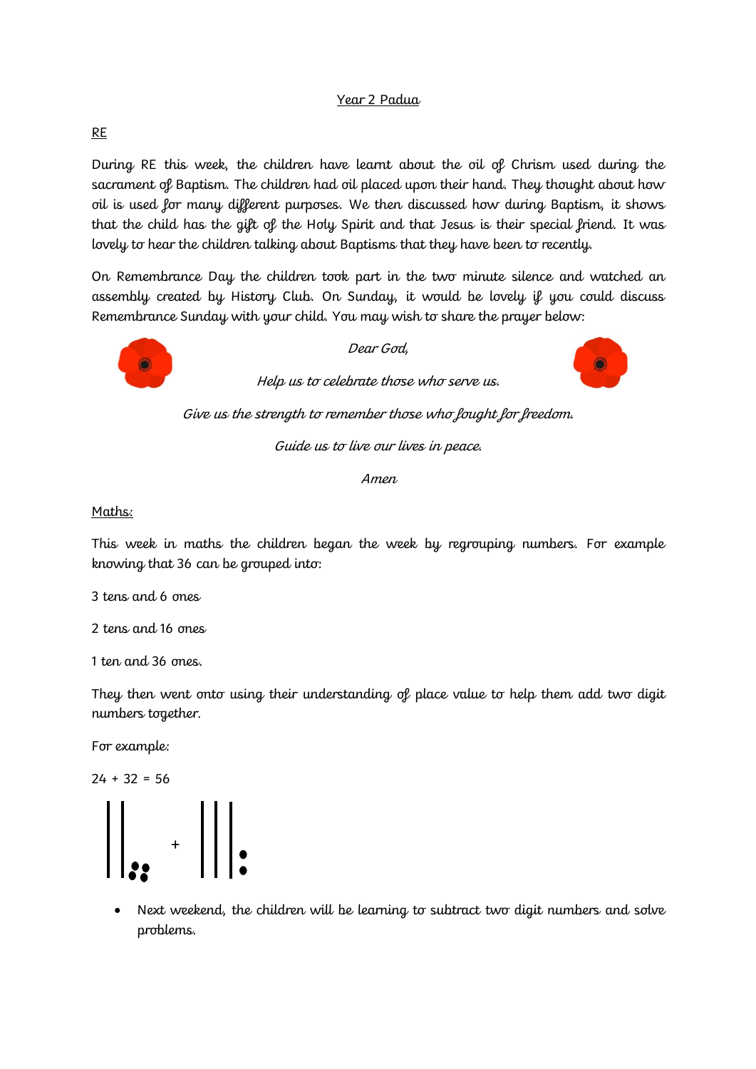## Year 2 Padua

### RE

During RE this week, the children have learnt about the oil of Chrism used during the sacrament of Baptism. The children had oil placed upon their hand. They thought about how oil is used for many different purposes. We then discussed how during Baptism, it shows that the child has the gift of the Holy Spirit and that Jesus is their special friend. It was lovely to hear the children talking about Baptisms that they have been to recently.

On Remembrance Day the children took part in the two minute silence and watched an assembly created by History Club. On Sunday, it would be lovely if you could discuss Remembrance Sunday with your child. You may wish to share the prayer below:

*Dear God,*

*Help us to celebrate those who serve us.*

*Give us the strength to remember those who fought for freedom.*

*Guide us to live our lives in peace.*

*Amen*

### Maths:

This week in maths the children began the week by regrouping numbers. For example knowing that 36 can be grouped into:

3 tens and 6 ones

2 tens and 16 ones

1 ten and 36 ones.

They then went onto using their understanding of place value to help them add two digit numbers together.

For example:

24 + 32 = 56

- Next weekend, the children will be learning to subtract two digit numbers and solve problems.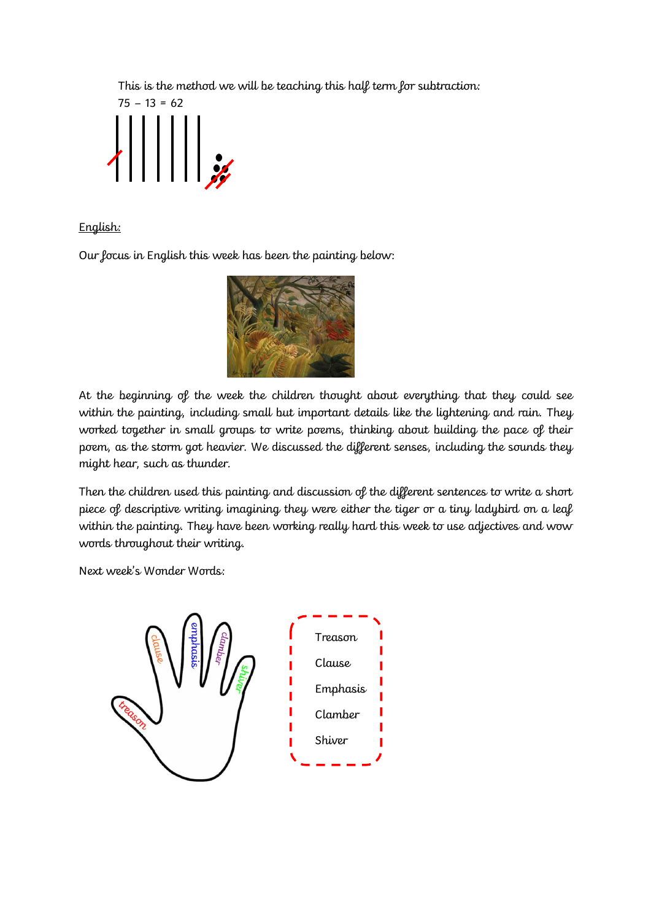This is the method we will be teaching this half term for subtraction:

75 – 13 = 62

## English:

Our focus in English this week has been the painting below:

At the beginning of the week the children thought about everything that they could see within the painting, including small but important details like the lightening and rain. They worked together in small groups to write poems, thinking about building the pace of their poem, as the storm got heavier. We discussed the different senses, including the sounds they might hear, such as thunder.

Then the children used this painting and discussion of the different sentences to write a short piece of descriptive writing imagining they were either the tiger or a tiny ladybird on a leaf within the painting. They have been working really hard this week to use adjectives and wow words throughout their writing.

Next week's Wonder Words:

- Treason
- Clause
- Emphasis
- Clamber
- Shiver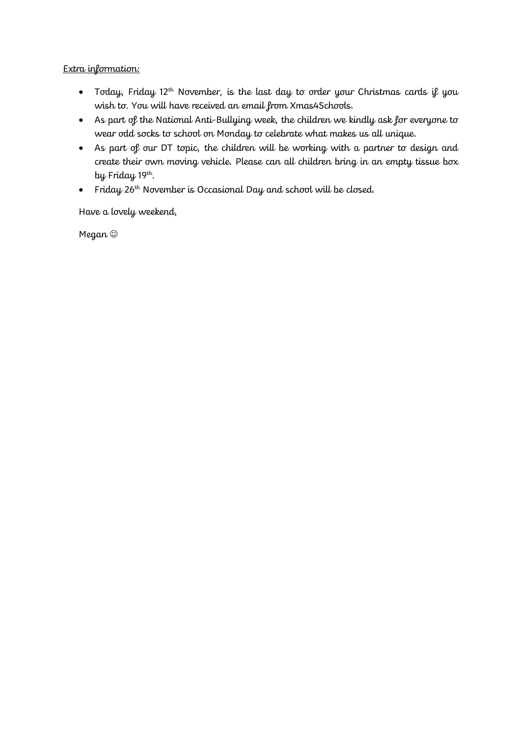<u>Extra information:</u>

- Today, Friday 12th November, is the last day to order your Christmas cards if you wish to. You will have received an email from Xmas4Schools.
- As part of the National Anti-Bullying week, the children we kindly ask for everyone to wear odd socks to school on Monday to celebrate what makes us all unique.
- As part of our DT topic, the children will be working with a partner to design and create their own moving vehicle. Please can all children bring in an empty tissue box by Friday 19th.
- Friday 26th November is Occasional Day and school will be closed.

Have a lovely weekend,

Megan ☺